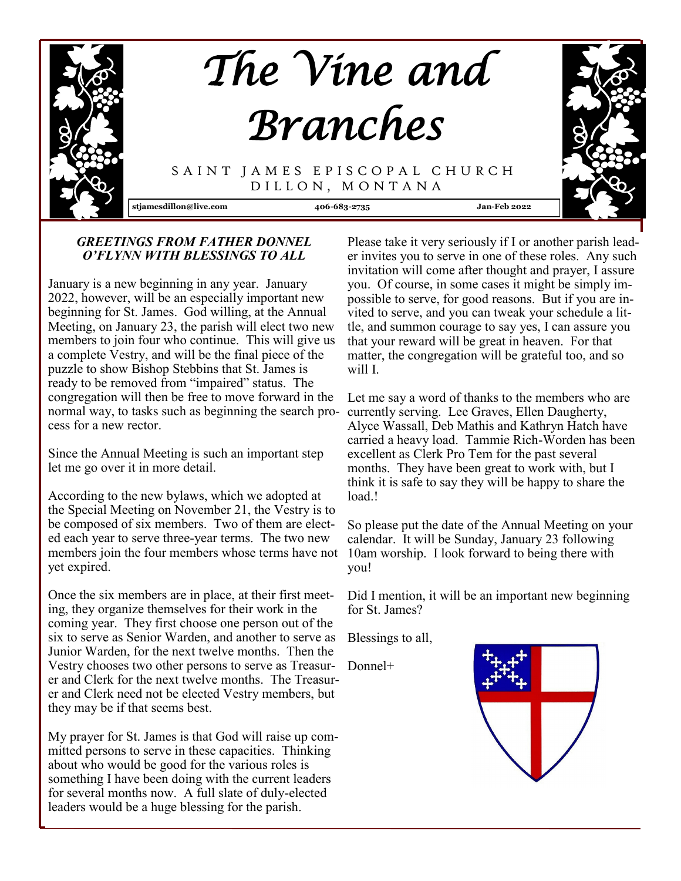# The Vine and Branches

SAINT JAMES EPISCOPAL CHURCH
DILLON, MONTANA

stjamesdillon@live.com | 406-683-2735 | Jan-Feb 2022

### *GREETINGS FROM FATHER DONNEL O'FLYNN WITH BLESSINGS TO ALL*

January is a new beginning in any year. January 2022, however, will be an especially important new beginning for St. James. God willing, at the Annual Meeting, on January 23, the parish will elect two new members to join four who continue. This will give us a complete Vestry, and will be the final piece of the puzzle to show Bishop Stebbins that St. James is ready to be removed from "impaired" status. The congregation will then be free to move forward in the normal way, to tasks such as beginning the search process for a new rector.

Since the Annual Meeting is such an important step let me go over it in more detail.

According to the new bylaws, which we adopted at the Special Meeting on November 21, the Vestry is to be composed of six members. Two of them are elected each year to serve three-year terms. The two new members join the four members whose terms have not yet expired.

Once the six members are in place, at their first meeting, they organize themselves for their work in the coming year. They first choose one person out of the six to serve as Senior Warden, and another to serve as Junior Warden, for the next twelve months. Then the Vestry chooses two other persons to serve as Treasurer and Clerk for the next twelve months. The Treasurer and Clerk need not be elected Vestry members, but they may be if that seems best.

My prayer for St. James is that God will raise up committed persons to serve in these capacities. Thinking about who would be good for the various roles is something I have been doing with the current leaders for several months now. A full slate of duly-elected leaders would be a huge blessing for the parish.

Please take it very seriously if I or another parish leader invites you to serve in one of these roles. Any such invitation will come after thought and prayer, I assure you. Of course, in some cases it might be simply impossible to serve, for good reasons. But if you are invited to serve, and you can tweak your schedule a little, and summon courage to say yes, I can assure you that your reward will be great in heaven. For that matter, the congregation will be grateful too, and so will I.

Let me say a word of thanks to the members who are currently serving. Lee Graves, Ellen Daugherty, Alyce Wassall, Deb Mathis and Kathryn Hatch have carried a heavy load. Tammie Rich-Worden has been excellent as Clerk Pro Tem for the past several months. They have been great to work with, but I think it is safe to say they will be happy to share the load.!

So please put the date of the Annual Meeting on your calendar. It will be Sunday, January 23 following 10am worship. I look forward to being there with you!

Did I mention, it will be an important new beginning for St. James?

Blessings to all,

Donnel+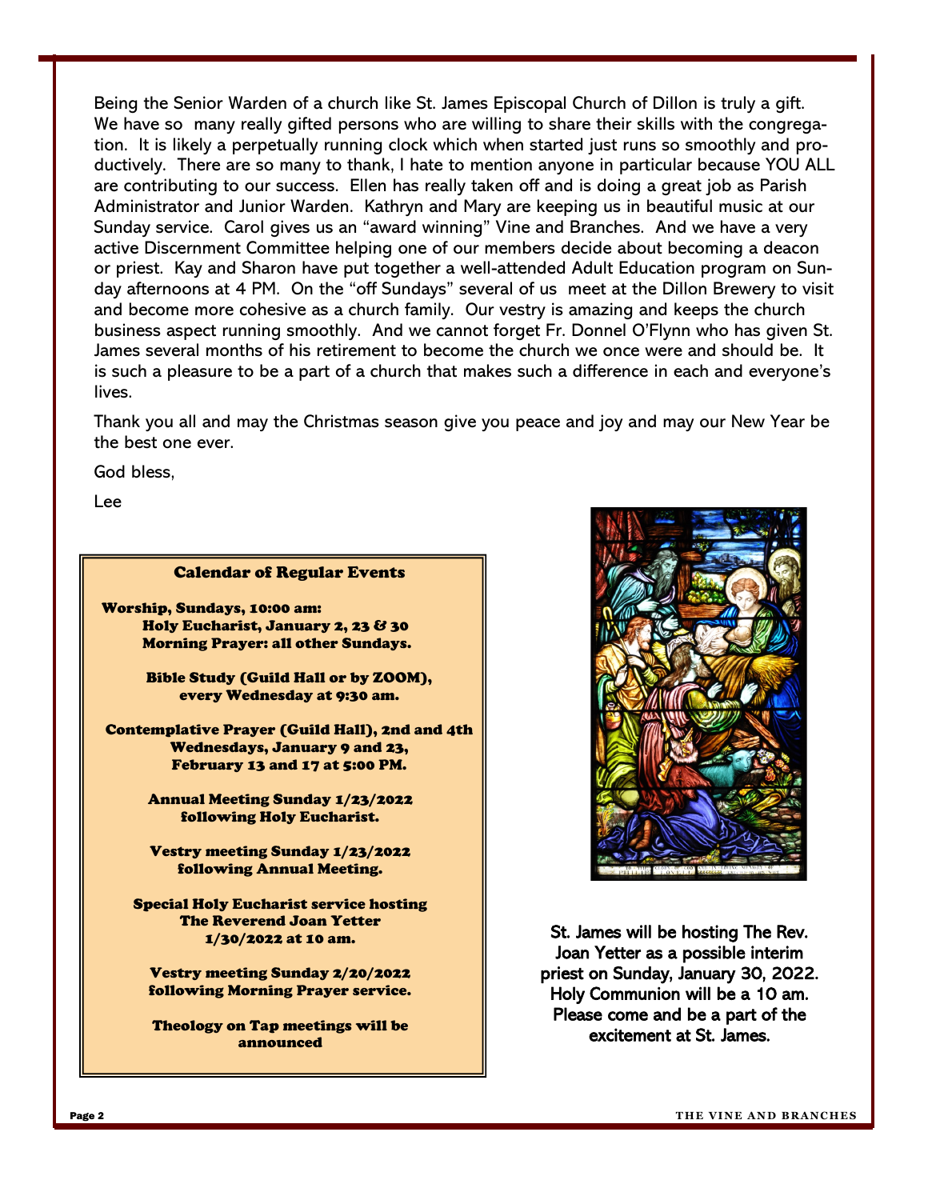Being the Senior Warden of a church like St. James Episcopal Church of Dillon is truly a gift. We have so many really gifted persons who are willing to share their skills with the congregation. It is likely a perpetually running clock which when started just runs so smoothly and productively. There are so many to thank, I hate to mention anyone in particular because YOU ALL are contributing to our success. Ellen has really taken off and is doing a great job as Parish Administrator and Junior Warden. Kathryn and Mary are keeping us in beautiful music at our Sunday service. Carol gives us an "award winning" Vine and Branches. And we have a very active Discernment Committee helping one of our members decide about becoming a deacon or priest. Kay and Sharon have put together a well-attended Adult Education program on Sunday afternoons at 4 PM. On the "off Sundays" several of us meet at the Dillon Brewery to visit and become more cohesive as a church family. Our vestry is amazing and keeps the church business aspect running smoothly. And we cannot forget Fr. Donnel O'Flynn who has given St. James several months of his retirement to become the church we once were and should be. It is such a pleasure to be a part of a church that makes such a difference in each and everyone's lives.

Thank you all and may the Christmas season give you peace and joy and may our New Year be the best one ever.

God bless,

Lee

## Calendar of Regular Events

**Worship, Sundays, 10:00 am:**
**Holy Eucharist, January 2, 23 & 30**
**Morning Prayer: all other Sundays.**

**Bible Study (Guild Hall or by ZOOM), every Wednesday at 9:30 am.**

**Contemplative Prayer (Guild Hall), 2nd and 4th Wednesdays, January 9 and 23, February 13 and 17 at 5:00 PM.**

**Annual Meeting Sunday 1/23/2022 following Holy Eucharist.**

**Vestry meeting Sunday 1/23/2022 following Annual Meeting.**

**Special Holy Eucharist service hosting The Reverend Joan Yetter 1/30/2022 at 10 am.**

**Vestry meeting Sunday 2/20/2022 following Morning Prayer service.**

**Theology on Tap meetings will be announced**

St. James will be hosting The Rev. Joan Yetter as a possible interim priest on Sunday, January 30, 2022. Holy Communion will be a 10 am. Please come and be a part of the excitement at St. James.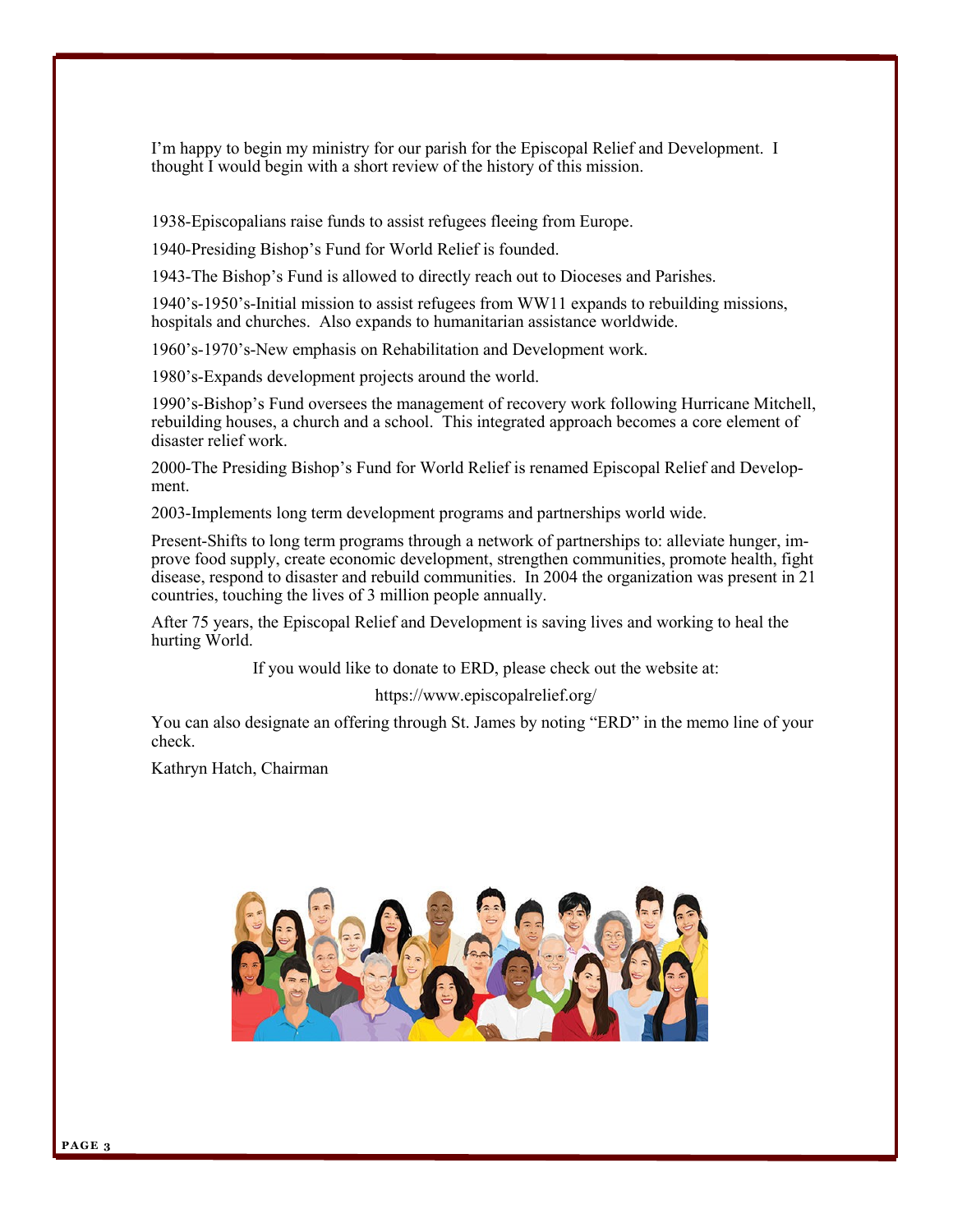I'm happy to begin my ministry for our parish for the Episcopal Relief and Development. I thought I would begin with a short review of the history of this mission.

1938-Episcopalians raise funds to assist refugees fleeing from Europe.

1940-Presiding Bishop's Fund for World Relief is founded.

1943-The Bishop's Fund is allowed to directly reach out to Dioceses and Parishes.

1940's-1950's-Initial mission to assist refugees from WW11 expands to rebuilding missions, hospitals and churches. Also expands to humanitarian assistance worldwide.

1960's-1970's-New emphasis on Rehabilitation and Development work.

1980's-Expands development projects around the world.

1990's-Bishop's Fund oversees the management of recovery work following Hurricane Mitchell, rebuilding houses, a church and a school. This integrated approach becomes a core element of disaster relief work.

2000-The Presiding Bishop's Fund for World Relief is renamed Episcopal Relief and Development.

2003-Implements long term development programs and partnerships world wide.

Present-Shifts to long term programs through a network of partnerships to: alleviate hunger, improve food supply, create economic development, strengthen communities, promote health, fight disease, respond to disaster and rebuild communities. In 2004 the organization was present in 21 countries, touching the lives of 3 million people annually.

After 75 years, the Episcopal Relief and Development is saving lives and working to heal the hurting World.

If you would like to donate to ERD, please check out the website at:

https://www.episcopalrelief.org/

You can also designate an offering through St. James by noting "ERD" in the memo line of your check.

Kathryn Hatch, Chairman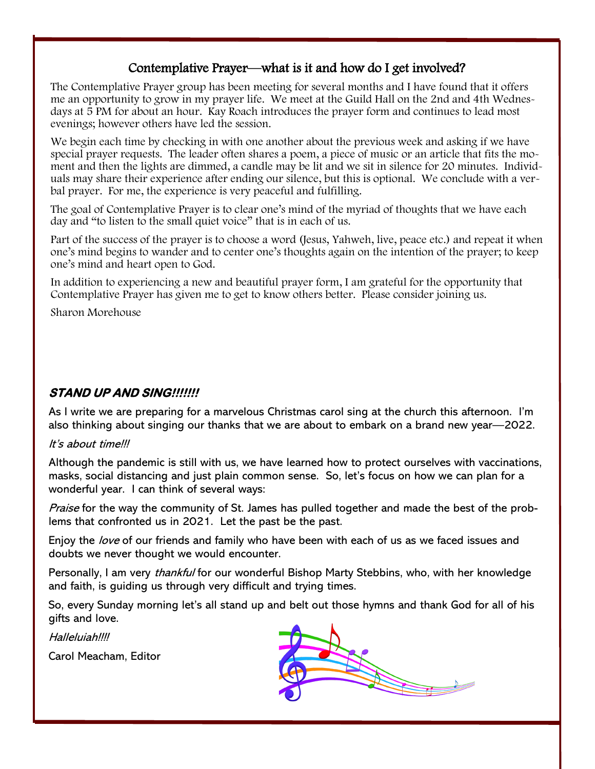## Contemplative Prayer—what is it and how do I get involved?

The Contemplative Prayer group has been meeting for several months and I have found that it offers me an opportunity to grow in my prayer life. We meet at the Guild Hall on the 2nd and 4th Wednesdays at 5 PM for about an hour. Kay Roach introduces the prayer form and continues to lead most evenings; however others have led the session.

We begin each time by checking in with one another about the previous week and asking if we have special prayer requests. The leader often shares a poem, a piece of music or an article that fits the moment and then the lights are dimmed, a candle may be lit and we sit in silence for 20 minutes. Individuals may share their experience after ending our silence, but this is optional. We conclude with a verbal prayer. For me, the experience is very peaceful and fulfilling.

The goal of Contemplative Prayer is to clear one's mind of the myriad of thoughts that we have each day and "to listen to the small quiet voice" that is in each of us.

Part of the success of the prayer is to choose a word (Jesus, Yahweh, live, peace etc.) and repeat it when one's mind begins to wander and to center one's thoughts again on the intention of the prayer; to keep one's mind and heart open to God.

In addition to experiencing a new and beautiful prayer form, I am grateful for the opportunity that Contemplative Prayer has given me to get to know others better. Please consider joining us.

Sharon Morehouse

## *STAND UP AND SING!!!!!!!*

As I write we are preparing for a marvelous Christmas carol sing at the church this afternoon. I'm also thinking about singing our thanks that we are about to embark on a brand new year—2022.

*It's about time!!!*

Although the pandemic is still with us, we have learned how to protect ourselves with vaccinations, masks, social distancing and just plain common sense. So, let's focus on how we can plan for a wonderful year. I can think of several ways:

*Praise* for the way the community of St. James has pulled together and made the best of the problems that confronted us in 2021. Let the past be the past.

Enjoy the *love* of our friends and family who have been with each of us as we faced issues and doubts we never thought we would encounter.

Personally, I am very *thankful* for our wonderful Bishop Marty Stebbins, who, with her knowledge and faith, is guiding us through very difficult and trying times.

So, every Sunday morning let's all stand up and belt out those hymns and thank God for all of his gifts and love.

*Halleluiah!!!!*

Carol Meacham, Editor